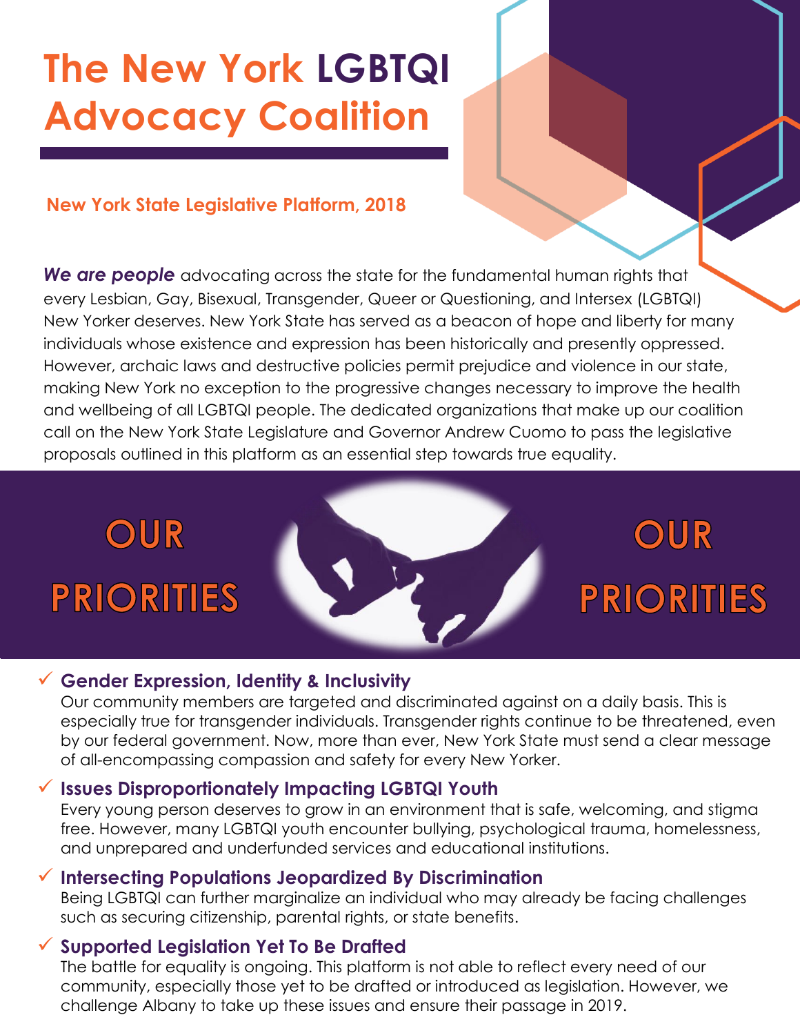# The New York LGBTQI Advocacy Coalition

**New York State Legislative Platform, 2018**

***We are people*** advocating across the state for the fundamental human rights that every Lesbian, Gay, Bisexual, Transgender, Queer or Questioning, and Intersex (LGBTQI) New Yorker deserves. New York State has served as a beacon of hope and liberty for many individuals whose existence and expression has been historically and presently oppressed. However, archaic laws and destructive policies permit prejudice and violence in our state, making New York no exception to the progressive changes necessary to improve the health and wellbeing of all LGBTQI people. The dedicated organizations that make up our coalition call on the New York State Legislature and Governor Andrew Cuomo to pass the legislative proposals outlined in this platform as an essential step towards true equality.

## OUR PRIORITIES

- ✓ **Gender Expression, Identity & Inclusivity**
  Our community members are targeted and discriminated against on a daily basis. This is especially true for transgender individuals. Transgender rights continue to be threatened, even by our federal government. Now, more than ever, New York State must send a clear message of all-encompassing compassion and safety for every New Yorker.

- ✓ **Issues Disproportionately Impacting LGBTQI Youth**
  Every young person deserves to grow in an environment that is safe, welcoming, and stigma free. However, many LGBTQI youth encounter bullying, psychological trauma, homelessness, and unprepared and underfunded services and educational institutions.

- ✓ **Intersecting Populations Jeopardized By Discrimination**
  Being LGBTQI can further marginalize an individual who may already be facing challenges such as securing citizenship, parental rights, or state benefits.

- ✓ **Supported Legislation Yet To Be Drafted**
  The battle for equality is ongoing. This platform is not able to reflect every need of our community, especially those yet to be drafted or introduced as legislation. However, we challenge Albany to take up these issues and ensure their passage in 2019.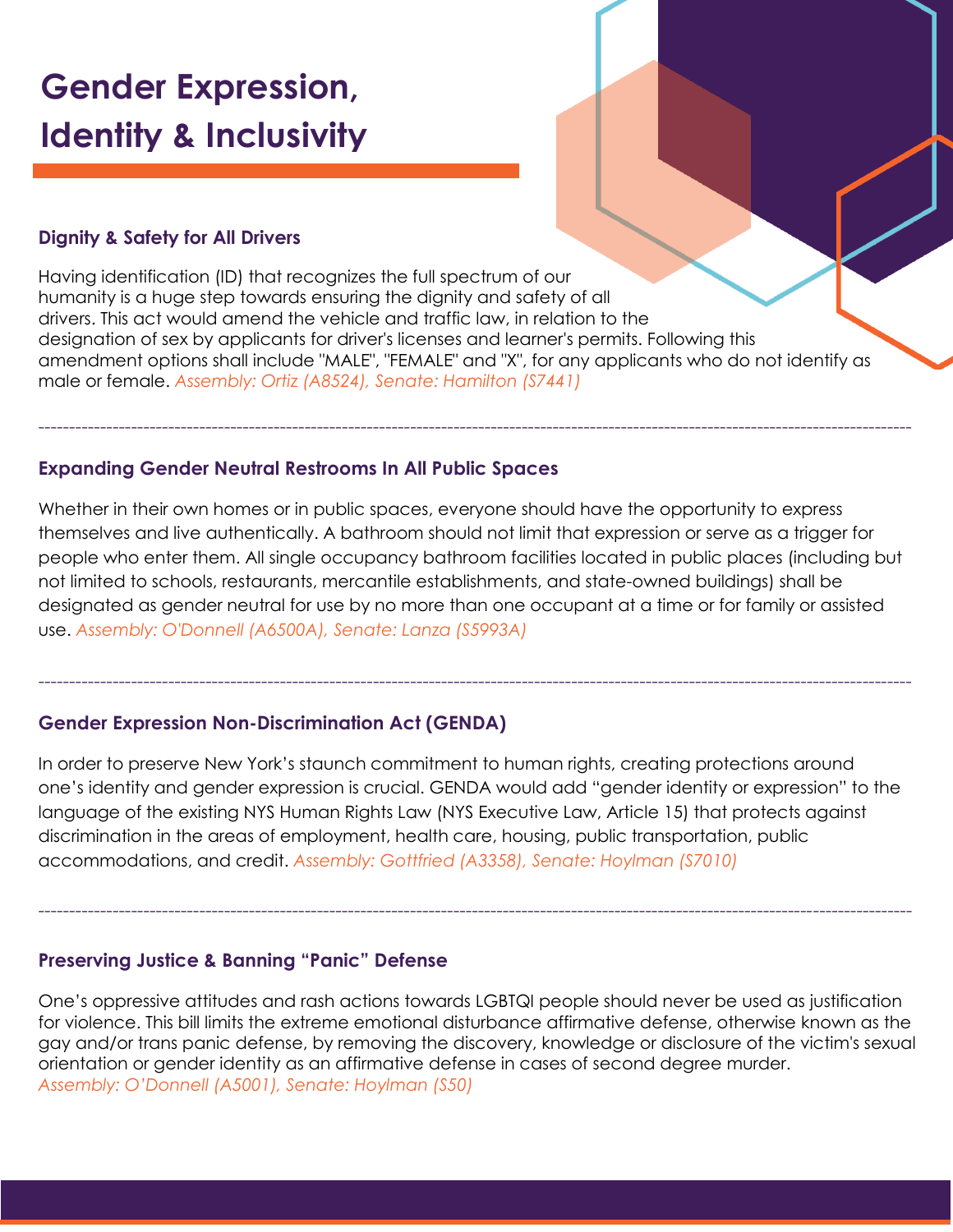# Gender Expression, Identity & Inclusivity

### Dignity & Safety for All Drivers

Having identification (ID) that recognizes the full spectrum of our humanity is a huge step towards ensuring the dignity and safety of all drivers. This act would amend the vehicle and traffic law, in relation to the designation of sex by applicants for driver's licenses and learner's permits. Following this amendment options shall include "MALE", "FEMALE" and "X", for any applicants who do not identify as male or female. *Assembly: Ortiz (A8524), Senate: Hamilton (S7441)*

---

### Expanding Gender Neutral Restrooms In All Public Spaces

Whether in their own homes or in public spaces, everyone should have the opportunity to express themselves and live authentically. A bathroom should not limit that expression or serve as a trigger for people who enter them. All single occupancy bathroom facilities located in public places (including but not limited to schools, restaurants, mercantile establishments, and state-owned buildings) shall be designated as gender neutral for use by no more than one occupant at a time or for family or assisted use. *Assembly: O'Donnell (A6500A), Senate: Lanza (S5993A)*

---

### Gender Expression Non-Discrimination Act (GENDA)

In order to preserve New York's staunch commitment to human rights, creating protections around one's identity and gender expression is crucial. GENDA would add "gender identity or expression" to the language of the existing NYS Human Rights Law (NYS Executive Law, Article 15) that protects against discrimination in the areas of employment, health care, housing, public transportation, public accommodations, and credit. *Assembly: Gottfried (A3358), Senate: Hoylman (S7010)*

---

### Preserving Justice & Banning "Panic" Defense

One's oppressive attitudes and rash actions towards LGBTQI people should never be used as justification for violence. This bill limits the extreme emotional disturbance affirmative defense, otherwise known as the gay and/or trans panic defense, by removing the discovery, knowledge or disclosure of the victim's sexual orientation or gender identity as an affirmative defense in cases of second degree murder. *Assembly: O'Donnell (A5001), Senate: Hoylman (S50)*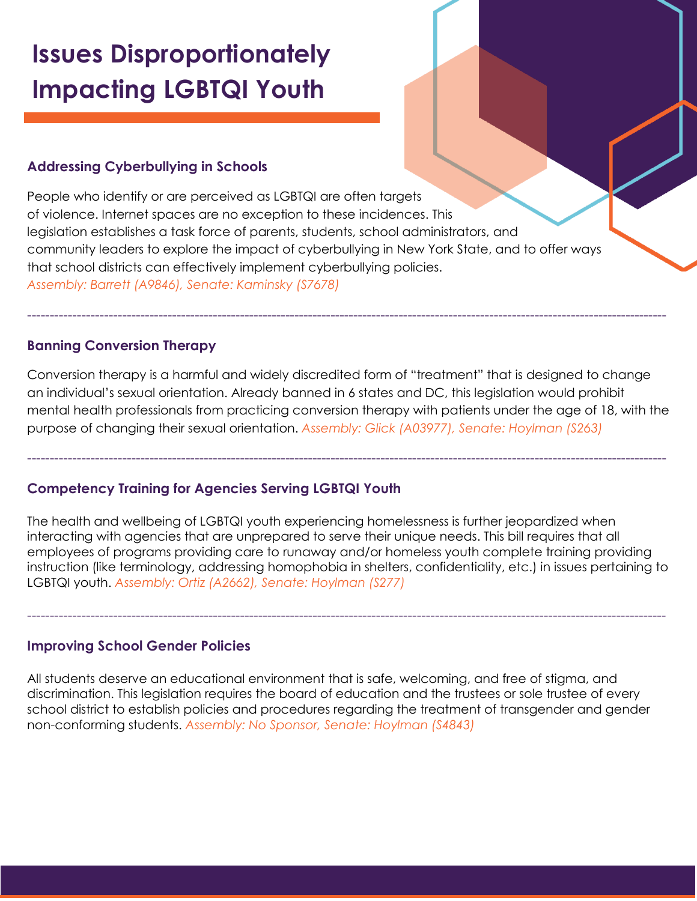# Issues Disproportionately Impacting LGBTQI Youth

### Addressing Cyberbullying in Schools

People who identify or are perceived as LGBTQI are often targets of violence. Internet spaces are no exception to these incidences. This legislation establishes a task force of parents, students, school administrators, and community leaders to explore the impact of cyberbullying in New York State, and to offer ways that school districts can effectively implement cyberbullying policies.
*Assembly: Barrett (A9846), Senate: Kaminsky (S7678)*

---

### Banning Conversion Therapy

Conversion therapy is a harmful and widely discredited form of "treatment" that is designed to change an individual's sexual orientation. Already banned in 6 states and DC, this legislation would prohibit mental health professionals from practicing conversion therapy with patients under the age of 18, with the purpose of changing their sexual orientation. *Assembly: Glick (A03977), Senate: Hoylman (S263)*

---

### Competency Training for Agencies Serving LGBTQI Youth

The health and wellbeing of LGBTQI youth experiencing homelessness is further jeopardized when interacting with agencies that are unprepared to serve their unique needs. This bill requires that all employees of programs providing care to runaway and/or homeless youth complete training providing instruction (like terminology, addressing homophobia in shelters, confidentiality, etc.) in issues pertaining to LGBTQI youth. *Assembly: Ortiz (A2662), Senate: Hoylman (S277)*

---

### Improving School Gender Policies

All students deserve an educational environment that is safe, welcoming, and free of stigma, and discrimination. This legislation requires the board of education and the trustees or sole trustee of every school district to establish policies and procedures regarding the treatment of transgender and gender non-conforming students. *Assembly: No Sponsor, Senate: Hoylman (S4843)*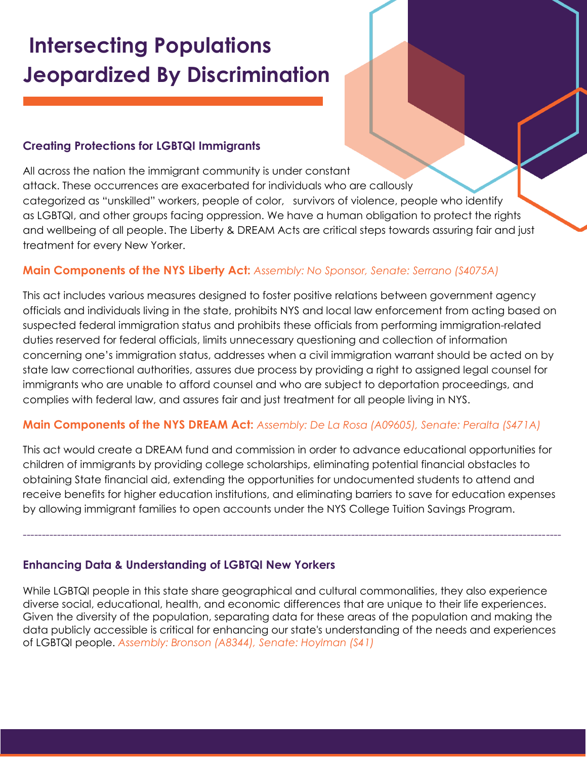# Intersecting Populations Jeopardized By Discrimination

### Creating Protections for LGBTQI Immigrants

All across the nation the immigrant community is under constant attack. These occurrences are exacerbated for individuals who are callously categorized as “unskilled” workers, people of color, survivors of violence, people who identify as LGBTQI, and other groups facing oppression. We have a human obligation to protect the rights and wellbeing of all people. The Liberty & DREAM Acts are critical steps towards assuring fair and just treatment for every New Yorker.

**Main Components of the NYS Liberty Act:** *Assembly: No Sponsor, Senate: Serrano (S4075A)*

This act includes various measures designed to foster positive relations between government agency officials and individuals living in the state, prohibits NYS and local law enforcement from acting based on suspected federal immigration status and prohibits these officials from performing immigration-related duties reserved for federal officials, limits unnecessary questioning and collection of information concerning one’s immigration status, addresses when a civil immigration warrant should be acted on by state law correctional authorities, assures due process by providing a right to assigned legal counsel for immigrants who are unable to afford counsel and who are subject to deportation proceedings, and complies with federal law, and assures fair and just treatment for all people living in NYS.

**Main Components of the NYS DREAM Act:** *Assembly: De La Rosa (A09605), Senate: Peralta (S471A)*

This act would create a DREAM fund and commission in order to advance educational opportunities for children of immigrants by providing college scholarships, eliminating potential financial obstacles to obtaining State financial aid, extending the opportunities for undocumented students to attend and receive benefits for higher education institutions, and eliminating barriers to save for education expenses by allowing immigrant families to open accounts under the NYS College Tuition Savings Program.

---

### Enhancing Data & Understanding of LGBTQI New Yorkers

While LGBTQI people in this state share geographical and cultural commonalities, they also experience diverse social, educational, health, and economic differences that are unique to their life experiences. Given the diversity of the population, separating data for these areas of the population and making the data publicly accessible is critical for enhancing our state's understanding of the needs and experiences of LGBTQI people. *Assembly: Bronson (A8344), Senate: Hoylman (S41)*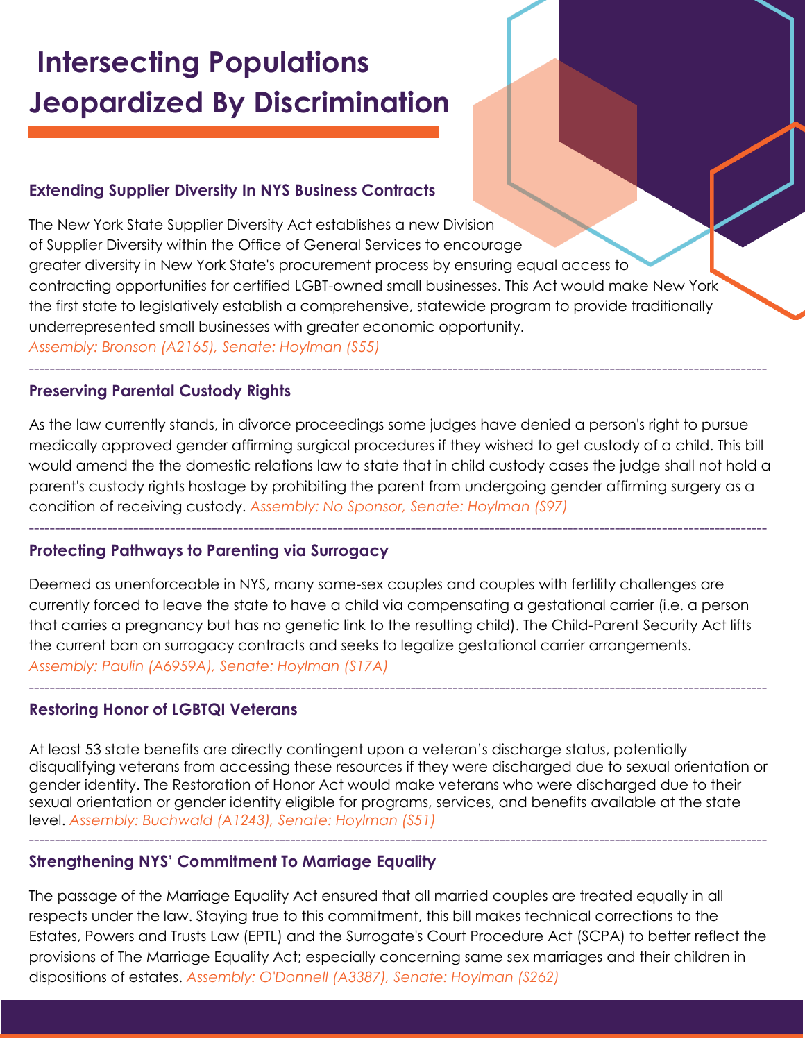# Intersecting Populations Jeopardized By Discrimination

### Extending Supplier Diversity In NYS Business Contracts

The New York State Supplier Diversity Act establishes a new Division of Supplier Diversity within the Office of General Services to encourage greater diversity in New York State's procurement process by ensuring equal access to contracting opportunities for certified LGBT-owned small businesses. This Act would make New York the first state to legislatively establish a comprehensive, statewide program to provide traditionally underrepresented small businesses with greater economic opportunity.
*Assembly: Bronson (A2165), Senate: Hoylman (S55)*

---

### Preserving Parental Custody Rights

As the law currently stands, in divorce proceedings some judges have denied a person's right to pursue medically approved gender affirming surgical procedures if they wished to get custody of a child. This bill would amend the the domestic relations law to state that in child custody cases the judge shall not hold a parent's custody rights hostage by prohibiting the parent from undergoing gender affirming surgery as a condition of receiving custody. *Assembly: No Sponsor, Senate: Hoylman (S97)*

---

### Protecting Pathways to Parenting via Surrogacy

Deemed as unenforceable in NYS, many same-sex couples and couples with fertility challenges are currently forced to leave the state to have a child via compensating a gestational carrier (i.e. a person that carries a pregnancy but has no genetic link to the resulting child). The Child-Parent Security Act lifts the current ban on surrogacy contracts and seeks to legalize gestational carrier arrangements.
*Assembly: Paulin (A6959A), Senate: Hoylman (S17A)*

---

### Restoring Honor of LGBTQI Veterans

At least 53 state benefits are directly contingent upon a veteran's discharge status, potentially disqualifying veterans from accessing these resources if they were discharged due to sexual orientation or gender identity. The Restoration of Honor Act would make veterans who were discharged due to their sexual orientation or gender identity eligible for programs, services, and benefits available at the state level. *Assembly: Buchwald (A1243), Senate: Hoylman (S51)*

---

### Strengthening NYS' Commitment To Marriage Equality

The passage of the Marriage Equality Act ensured that all married couples are treated equally in all respects under the law. Staying true to this commitment, this bill makes technical corrections to the Estates, Powers and Trusts Law (EPTL) and the Surrogate's Court Procedure Act (SCPA) to better reflect the provisions of The Marriage Equality Act; especially concerning same sex marriages and their children in dispositions of estates. *Assembly: O'Donnell (A3387), Senate: Hoylman (S262)*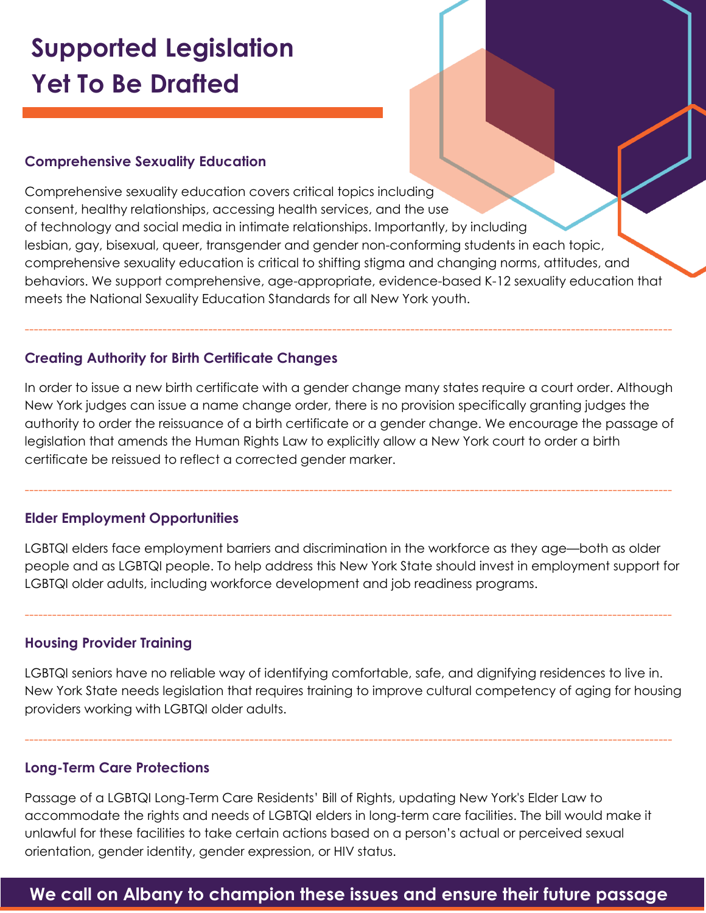# Supported Legislation Yet To Be Drafted

### Comprehensive Sexuality Education

Comprehensive sexuality education covers critical topics including consent, healthy relationships, accessing health services, and the use of technology and social media in intimate relationships. Importantly, by including lesbian, gay, bisexual, queer, transgender and gender non-conforming students in each topic, comprehensive sexuality education is critical to shifting stigma and changing norms, attitudes, and behaviors. We support comprehensive, age-appropriate, evidence-based K-12 sexuality education that meets the National Sexuality Education Standards for all New York youth.

---

### Creating Authority for Birth Certificate Changes

In order to issue a new birth certificate with a gender change many states require a court order. Although New York judges can issue a name change order, there is no provision specifically granting judges the authority to order the reissuance of a birth certificate or a gender change. We encourage the passage of legislation that amends the Human Rights Law to explicitly allow a New York court to order a birth certificate be reissued to reflect a corrected gender marker.

---

### Elder Employment Opportunities

LGBTQI elders face employment barriers and discrimination in the workforce as they age—both as older people and as LGBTQI people. To help address this New York State should invest in employment support for LGBTQI older adults, including workforce development and job readiness programs.

---

### Housing Provider Training

LGBTQI seniors have no reliable way of identifying comfortable, safe, and dignifying residences to live in. New York State needs legislation that requires training to improve cultural competency of aging for housing providers working with LGBTQI older adults.

---

### Long-Term Care Protections

Passage of a LGBTQI Long-Term Care Residents' Bill of Rights, updating New York's Elder Law to accommodate the rights and needs of LGBTQI elders in long-term care facilities. The bill would make it unlawful for these facilities to take certain actions based on a person's actual or perceived sexual orientation, gender identity, gender expression, or HIV status.

**We call on Albany to champion these issues and ensure their future passage**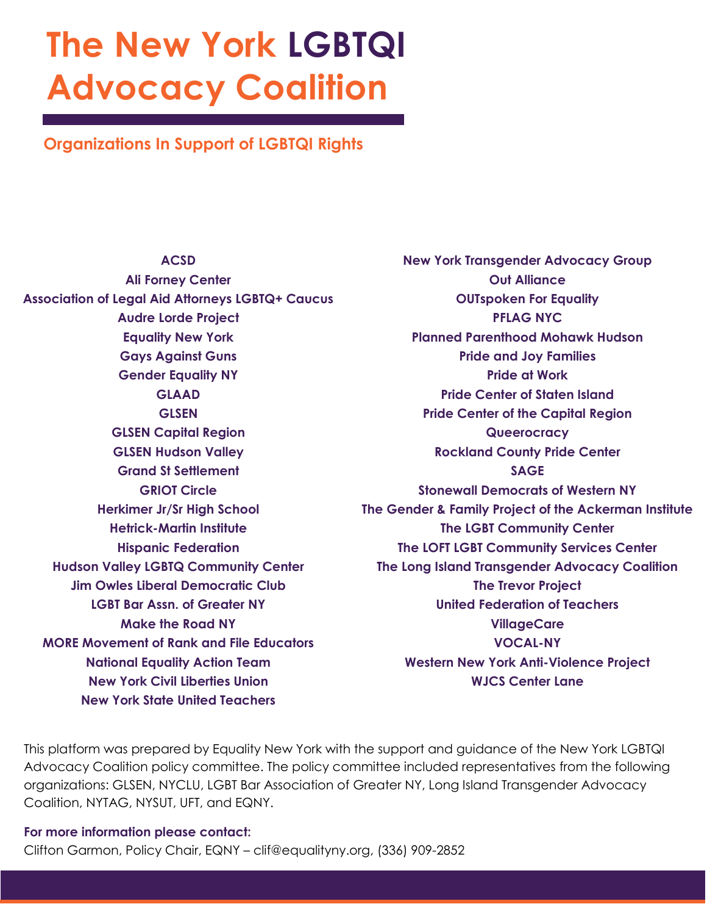# The New York LGBTQI Advocacy Coalition

## Organizations In Support of LGBTQI Rights

**ACSD**
**Ali Forney Center**
**Association of Legal Aid Attorneys LGBTQ+ Caucus**
**Audre Lorde Project**
**Equality New York**
**Gays Against Guns**
**Gender Equality NY**
**GLAAD**
**GLSEN**
**GLSEN Capital Region**
**GLSEN Hudson Valley**
**Grand St Settlement**
**GRIOT Circle**
**Herkimer Jr/Sr High School**
**Hetrick-Martin Institute**
**Hispanic Federation**
**Hudson Valley LGBTQ Community Center**
**Jim Owles Liberal Democratic Club**
**LGBT Bar Assn. of Greater NY**
**Make the Road NY**
**MORE Movement of Rank and File Educators**
**National Equality Action Team**
**New York Civil Liberties Union**
**New York State United Teachers**
**New York Transgender Advocacy Group**
**Out Alliance**
**OUTspoken For Equality**
**PFLAG NYC**
**Planned Parenthood Mohawk Hudson**
**Pride and Joy Families**
**Pride at Work**
**Pride Center of Staten Island**
**Pride Center of the Capital Region**
**Queerocracy**
**Rockland County Pride Center**
**SAGE**
**Stonewall Democrats of Western NY**
**The Gender & Family Project of the Ackerman Institute**
**The LGBT Community Center**
**The LOFT LGBT Community Services Center**
**The Long Island Transgender Advocacy Coalition**
**The Trevor Project**
**United Federation of Teachers**
**VillageCare**
**VOCAL-NY**
**Western New York Anti-Violence Project**
**WJCS Center Lane**

This platform was prepared by Equality New York with the support and guidance of the New York LGBTQI Advocacy Coalition policy committee. The policy committee included representatives from the following organizations: GLSEN, NYCLU, LGBT Bar Association of Greater NY, Long Island Transgender Advocacy Coalition, NYTAG, NYSUT, UFT, and EQNY.

**For more information please contact:**
Clifton Garmon, Policy Chair, EQNY – clif@equalityny.org, (336) 909-2852